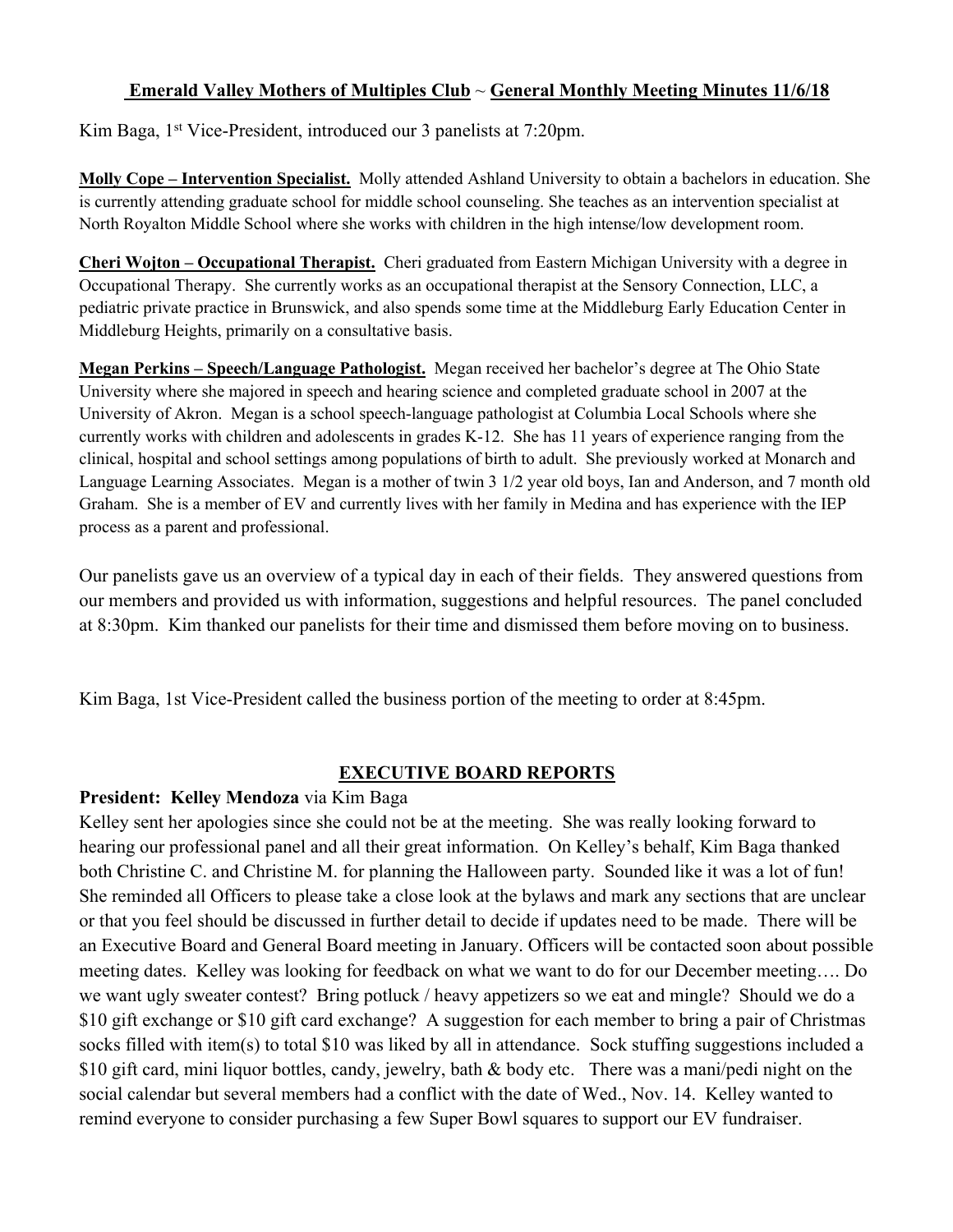## **Emerald Valley Mothers of Multiples Club** ~ **General Monthly Meeting Minutes 11/6/18**

Kim Baga, 1st Vice-President, introduced our 3 panelists at 7:20pm.

**Molly Cope – Intervention Specialist.** Molly attended Ashland University to obtain a bachelors in education. She is currently attending graduate school for middle school counseling. She teaches as an intervention specialist at North Royalton Middle School where she works with children in the high intense/low development room.

**Cheri Wojton – Occupational Therapist.** Cheri graduated from Eastern Michigan University with a degree in Occupational Therapy. She currently works as an occupational therapist at the Sensory Connection, LLC, a pediatric private practice in Brunswick, and also spends some time at the Middleburg Early Education Center in Middleburg Heights, primarily on a consultative basis.

**Megan Perkins – Speech/Language Pathologist.** Megan received her bachelor's degree at The Ohio State University where she majored in speech and hearing science and completed graduate school in 2007 at the University of Akron. Megan is a school speech-language pathologist at Columbia Local Schools where she currently works with children and adolescents in grades K-12. She has 11 years of experience ranging from the clinical, hospital and school settings among populations of birth to adult. She previously worked at Monarch and Language Learning Associates. Megan is a mother of twin 3 1/2 year old boys, Ian and Anderson, and 7 month old Graham. She is a member of EV and currently lives with her family in Medina and has experience with the IEP process as a parent and professional.

Our panelists gave us an overview of a typical day in each of their fields. They answered questions from our members and provided us with information, suggestions and helpful resources. The panel concluded at 8:30pm. Kim thanked our panelists for their time and dismissed them before moving on to business.

Kim Baga, 1st Vice-President called the business portion of the meeting to order at 8:45pm.

## **EXECUTIVE BOARD REPORTS**

**President: Kelley Mendoza** via Kim Baga

Kelley sent her apologies since she could not be at the meeting. She was really looking forward to hearing our professional panel and all their great information. On Kelley's behalf, Kim Baga thanked both Christine C. and Christine M. for planning the Halloween party. Sounded like it was a lot of fun! She reminded all Officers to please take a close look at the bylaws and mark any sections that are unclear or that you feel should be discussed in further detail to decide if updates need to be made. There will be an Executive Board and General Board meeting in January. Officers will be contacted soon about possible meeting dates. Kelley was looking for feedback on what we want to do for our December meeting…. Do we want ugly sweater contest? Bring potluck / heavy appetizers so we eat and mingle? Should we do a $10 gift exchange or $10 gift card exchange? A suggestion for each member to bring a pair of Christmas socks filled with item(s) to total $10 was liked by all in attendance. Sock stuffing suggestions included a $10 gift card, mini liquor bottles, candy, jewelry, bath & body etc. There was a mani/pedi night on the social calendar but several members had a conflict with the date of Wed., Nov. 14. Kelley wanted to remind everyone to consider purchasing a few Super Bowl squares to support our EV fundraiser.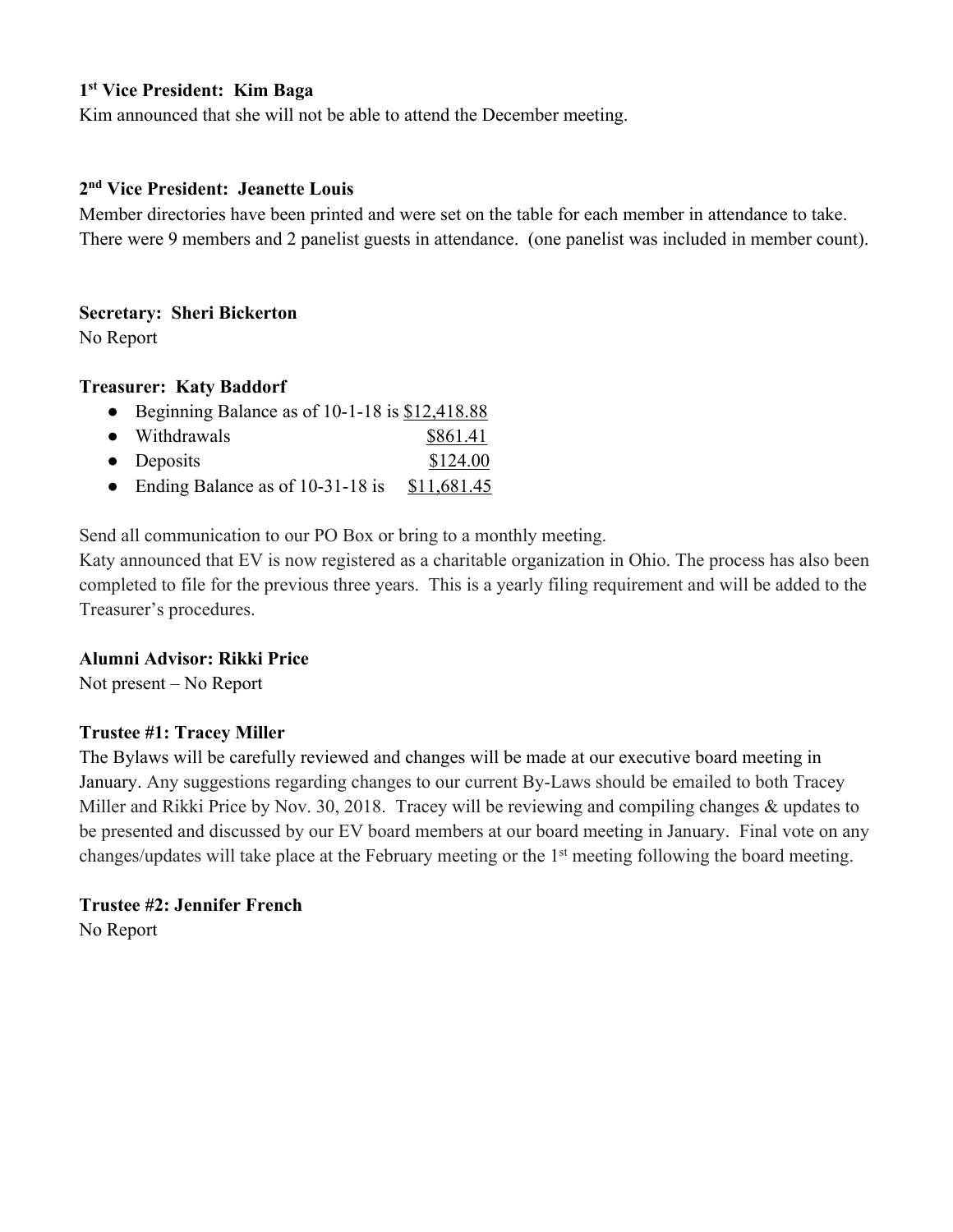**1st Vice President: Kim Baga**

Kim announced that she will not be able to attend the December meeting.

**2nd Vice President: Jeanette Louis**

Member directories have been printed and were set on the table for each member in attendance to take. There were 9 members and 2 panelist guests in attendance. (one panelist was included in member count).

**Secretary: Sheri Bickerton**

No Report

**Treasurer: Katy Baddorf**

- Beginning Balance as of 10-1-18 is $12,418.88
- Withdrawals $861.41
- Deposits $124.00
- Ending Balance as of 10-31-18 is $11,681.45

Send all communication to our PO Box or bring to a monthly meeting.

Katy announced that EV is now registered as a charitable organization in Ohio. The process has also been completed to file for the previous three years. This is a yearly filing requirement and will be added to the Treasurer's procedures.

**Alumni Advisor: Rikki Price**

Not present – No Report

**Trustee #1: Tracey Miller**

The Bylaws will be carefully reviewed and changes will be made at our executive board meeting in January. Any suggestions regarding changes to our current By-Laws should be emailed to both Tracey Miller and Rikki Price by Nov. 30, 2018. Tracey will be reviewing and compiling changes & updates to be presented and discussed by our EV board members at our board meeting in January. Final vote on any changes/updates will take place at the February meeting or the 1st meeting following the board meeting.

**Trustee #2: Jennifer French**

No Report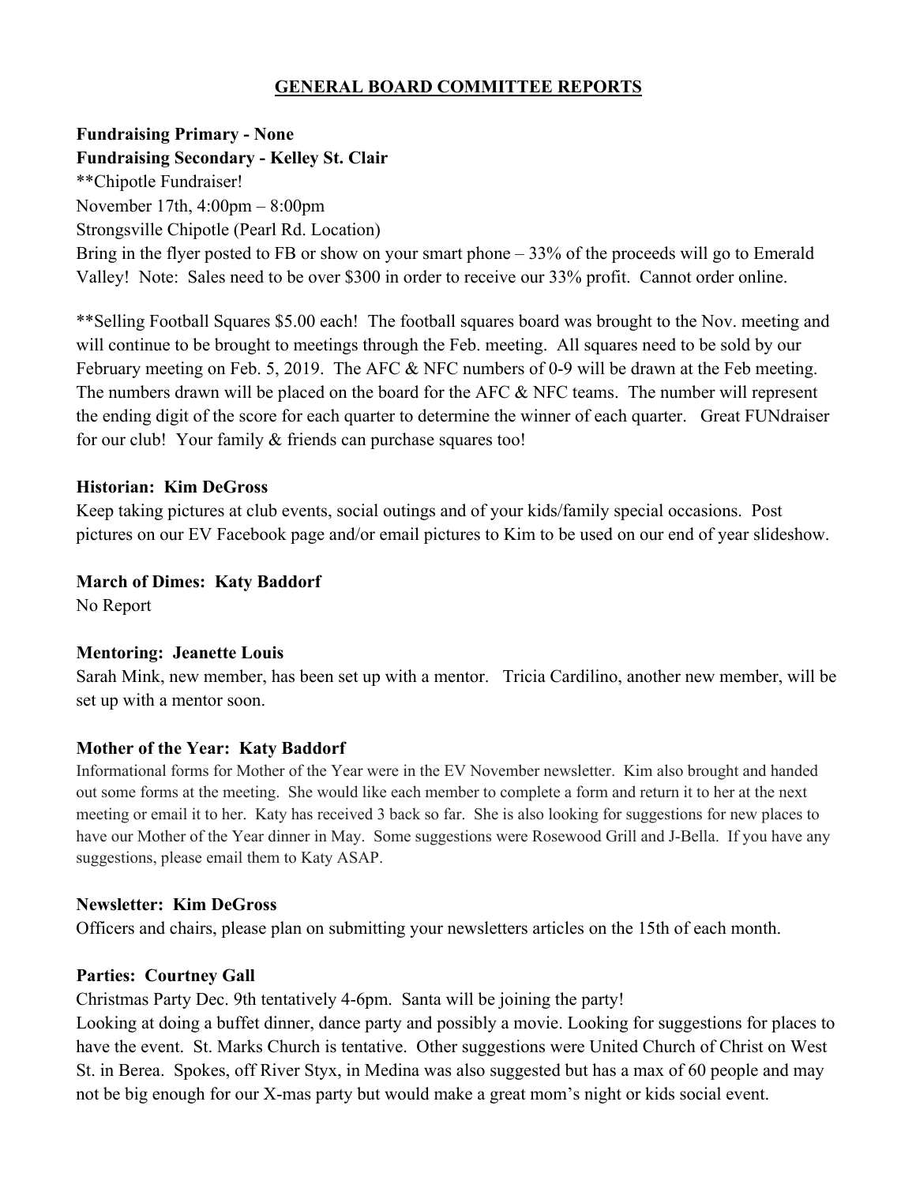## GENERAL BOARD COMMITTEE REPORTS

**Fundraising Primary - None**
**Fundraising Secondary - Kelley St. Clair**
**Chipotle Fundraiser!
November 17th, 4:00pm – 8:00pm
Strongsville Chipotle (Pearl Rd. Location)
Bring in the flyer posted to FB or show on your smart phone – 33% of the proceeds will go to Emerald Valley! Note: Sales need to be over $300 in order to receive our 33% profit. Cannot order online.

**Selling Football Squares $5.00 each! The football squares board was brought to the Nov. meeting and will continue to be brought to meetings through the Feb. meeting. All squares need to be sold by our February meeting on Feb. 5, 2019. The AFC & NFC numbers of 0-9 will be drawn at the Feb meeting. The numbers drawn will be placed on the board for the AFC & NFC teams. The number will represent the ending digit of the score for each quarter to determine the winner of each quarter. Great FUNdraiser for our club! Your family & friends can purchase squares too!

**Historian: Kim DeGross**
Keep taking pictures at club events, social outings and of your kids/family special occasions. Post pictures on our EV Facebook page and/or email pictures to Kim to be used on our end of year slideshow.

**March of Dimes: Katy Baddorf**
No Report

**Mentoring: Jeanette Louis**
Sarah Mink, new member, has been set up with a mentor. Tricia Cardilino, another new member, will be set up with a mentor soon.

**Mother of the Year: Katy Baddorf**
Informational forms for Mother of the Year were in the EV November newsletter. Kim also brought and handed out some forms at the meeting. She would like each member to complete a form and return it to her at the next meeting or email it to her. Katy has received 3 back so far. She is also looking for suggestions for new places to have our Mother of the Year dinner in May. Some suggestions were Rosewood Grill and J-Bella. If you have any suggestions, please email them to Katy ASAP.

**Newsletter: Kim DeGross**
Officers and chairs, please plan on submitting your newsletters articles on the 15th of each month.

**Parties: Courtney Gall**
Christmas Party Dec. 9th tentatively 4-6pm. Santa will be joining the party!
Looking at doing a buffet dinner, dance party and possibly a movie. Looking for suggestions for places to have the event. St. Marks Church is tentative. Other suggestions were United Church of Christ on West St. in Berea. Spokes, off River Styx, in Medina was also suggested but has a max of 60 people and may not be big enough for our X-mas party but would make a great mom's night or kids social event.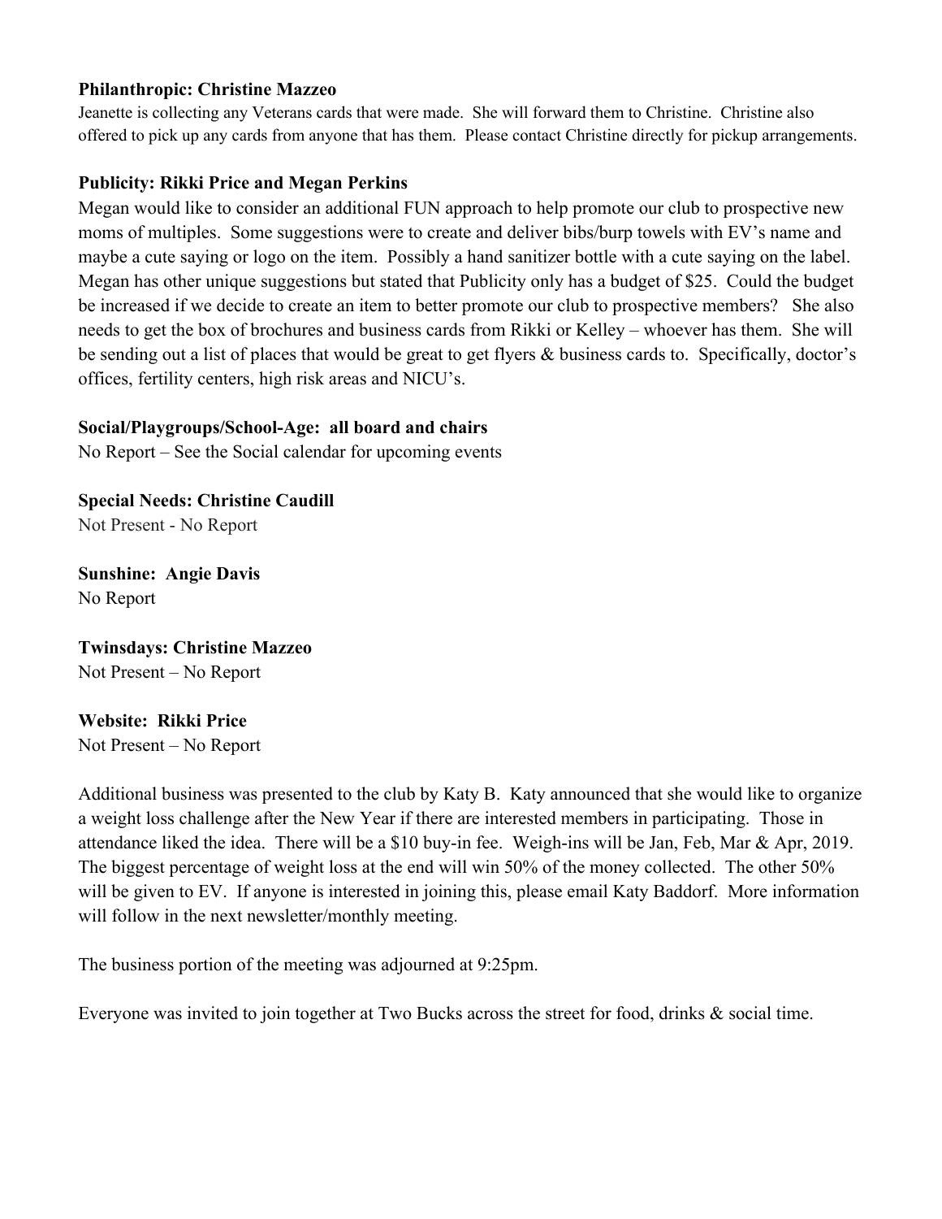**Philanthropic: Christine Mazzeo**

Jeanette is collecting any Veterans cards that were made. She will forward them to Christine. Christine also offered to pick up any cards from anyone that has them. Please contact Christine directly for pickup arrangements.

**Publicity: Rikki Price and Megan Perkins**

Megan would like to consider an additional FUN approach to help promote our club to prospective new moms of multiples. Some suggestions were to create and deliver bibs/burp towels with EV's name and maybe a cute saying or logo on the item. Possibly a hand sanitizer bottle with a cute saying on the label. Megan has other unique suggestions but stated that Publicity only has a budget of $25. Could the budget be increased if we decide to create an item to better promote our club to prospective members? She also needs to get the box of brochures and business cards from Rikki or Kelley – whoever has them. She will be sending out a list of places that would be great to get flyers & business cards to. Specifically, doctor's offices, fertility centers, high risk areas and NICU's.

**Social/Playgroups/School-Age: all board and chairs**

No Report – See the Social calendar for upcoming events

**Special Needs: Christine Caudill**

Not Present - No Report

**Sunshine: Angie Davis**

No Report

**Twinsdays: Christine Mazzeo**

Not Present – No Report

**Website: Rikki Price**

Not Present – No Report

Additional business was presented to the club by Katy B. Katy announced that she would like to organize a weight loss challenge after the New Year if there are interested members in participating. Those in attendance liked the idea. There will be a $10 buy-in fee. Weigh-ins will be Jan, Feb, Mar & Apr, 2019. The biggest percentage of weight loss at the end will win 50% of the money collected. The other 50% will be given to EV. If anyone is interested in joining this, please email Katy Baddorf. More information will follow in the next newsletter/monthly meeting.

The business portion of the meeting was adjourned at 9:25pm.

Everyone was invited to join together at Two Bucks across the street for food, drinks & social time.